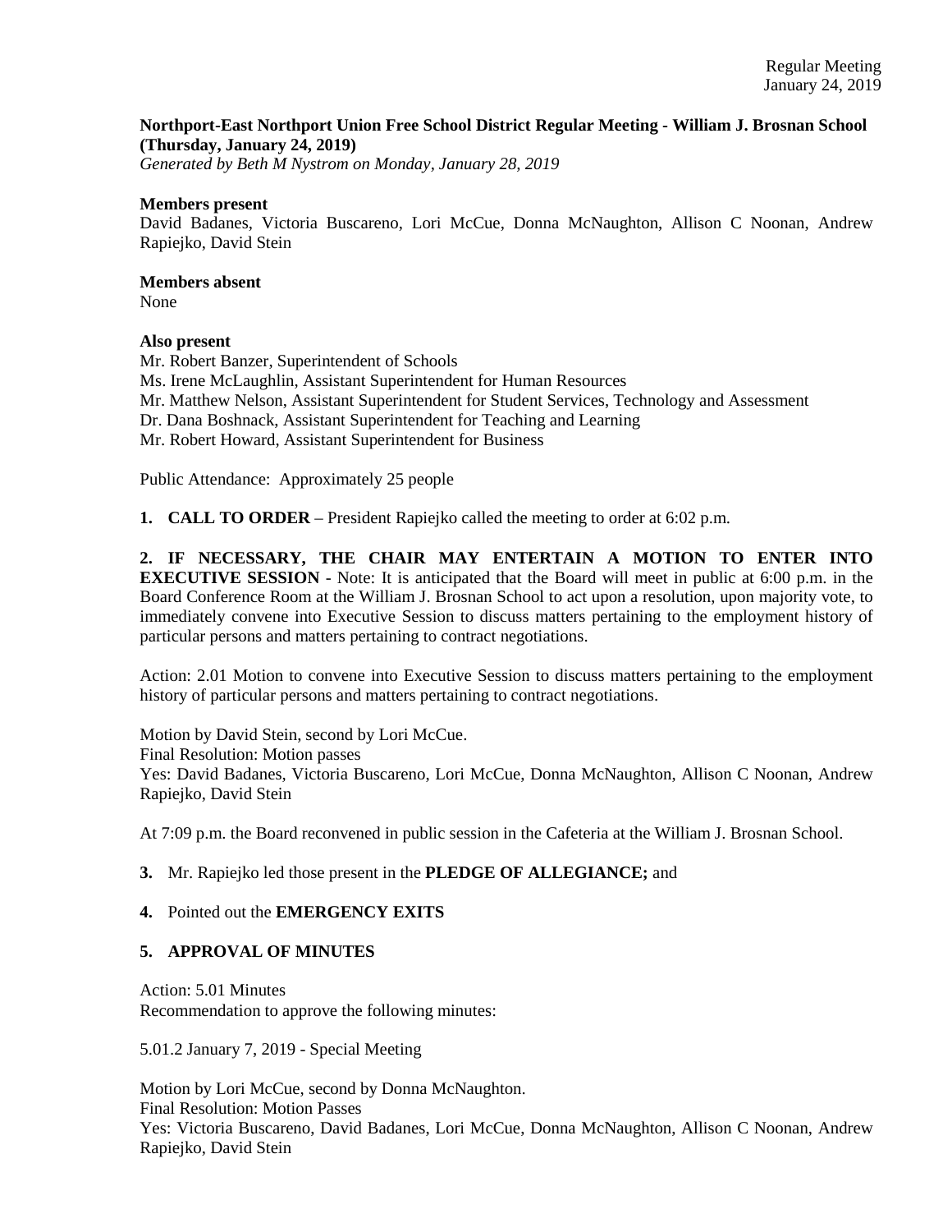**Northport-East Northport Union Free School District Regular Meeting - William J. Brosnan School (Thursday, January 24, 2019)**
*Generated by Beth M Nystrom on Monday, January 28, 2019*

**Members present**
David Badanes, Victoria Buscareno, Lori McCue, Donna McNaughton, Allison C Noonan, Andrew Rapiejko, David Stein

**Members absent**
None

**Also present**
Mr. Robert Banzer, Superintendent of Schools
Ms. Irene McLaughlin, Assistant Superintendent for Human Resources
Mr. Matthew Nelson, Assistant Superintendent for Student Services, Technology and Assessment
Dr. Dana Boshnack, Assistant Superintendent for Teaching and Learning
Mr. Robert Howard, Assistant Superintendent for Business

Public Attendance: Approximately 25 people

**1. CALL TO ORDER** – President Rapiejko called the meeting to order at 6:02 p.m.

**2. IF NECESSARY, THE CHAIR MAY ENTERTAIN A MOTION TO ENTER INTO EXECUTIVE SESSION** - Note: It is anticipated that the Board will meet in public at 6:00 p.m. in the Board Conference Room at the William J. Brosnan School to act upon a resolution, upon majority vote, to immediately convene into Executive Session to discuss matters pertaining to the employment history of particular persons and matters pertaining to contract negotiations.

Action: 2.01 Motion to convene into Executive Session to discuss matters pertaining to the employment history of particular persons and matters pertaining to contract negotiations.

Motion by David Stein, second by Lori McCue.
Final Resolution: Motion passes
Yes: David Badanes, Victoria Buscareno, Lori McCue, Donna McNaughton, Allison C Noonan, Andrew Rapiejko, David Stein

At 7:09 p.m. the Board reconvened in public session in the Cafeteria at the William J. Brosnan School.

**3.** Mr. Rapiejko led those present in the **PLEDGE OF ALLEGIANCE;** and

**4.** Pointed out the **EMERGENCY EXITS**

**5. APPROVAL OF MINUTES**

Action: 5.01 Minutes
Recommendation to approve the following minutes:

5.01.2 January 7, 2019 - Special Meeting

Motion by Lori McCue, second by Donna McNaughton.
Final Resolution: Motion Passes
Yes: Victoria Buscareno, David Badanes, Lori McCue, Donna McNaughton, Allison C Noonan, Andrew Rapiejko, David Stein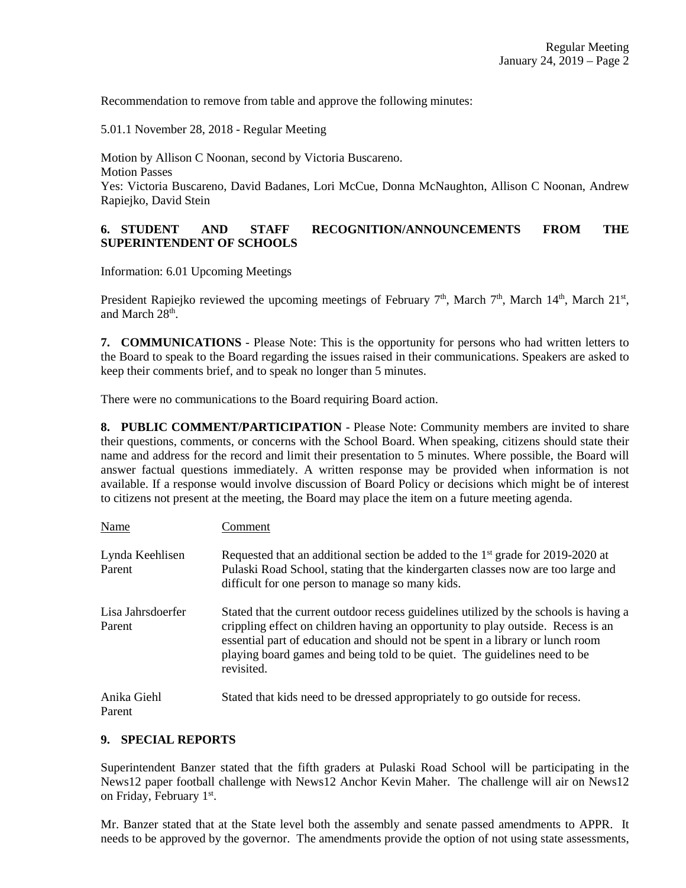Recommendation to remove from table and approve the following minutes:

5.01.1 November 28, 2018 - Regular Meeting

Motion by Allison C Noonan, second by Victoria Buscareno.
Motion Passes
Yes: Victoria Buscareno, David Badanes, Lori McCue, Donna McNaughton, Allison C Noonan, Andrew Rapiejko, David Stein

## 6. STUDENT AND STAFF RECOGNITION/ANNOUNCEMENTS FROM THE SUPERINTENDENT OF SCHOOLS

Information: 6.01 Upcoming Meetings

President Rapiejko reviewed the upcoming meetings of February 7th, March 7th, March 14th, March 21st, and March 28th.

**7. COMMUNICATIONS** - Please Note: This is the opportunity for persons who had written letters to the Board to speak to the Board regarding the issues raised in their communications. Speakers are asked to keep their comments brief, and to speak no longer than 5 minutes.

There were no communications to the Board requiring Board action.

**8. PUBLIC COMMENT/PARTICIPATION** - Please Note: Community members are invited to share their questions, comments, or concerns with the School Board. When speaking, citizens should state their name and address for the record and limit their presentation to 5 minutes. Where possible, the Board will answer factual questions immediately. A written response may be provided when information is not available. If a response would involve discussion of Board Policy or decisions which might be of interest to citizens not present at the meeting, the Board may place the item on a future meeting agenda.

| Name | Comment |
| --- | --- |
| Lynda Keehlisen Parent | Requested that an additional section be added to the 1st grade for 2019-2020 at Pulaski Road School, stating that the kindergarten classes now are too large and difficult for one person to manage so many kids. |
| Lisa Jahrsdoerfer Parent | Stated that the current outdoor recess guidelines utilized by the schools is having a crippling effect on children having an opportunity to play outside. Recess is an essential part of education and should not be spent in a library or lunch room playing board games and being told to be quiet. The guidelines need to be revisited. |
| Anika Giehl Parent | Stated that kids need to be dressed appropriately to go outside for recess. |

## 9. SPECIAL REPORTS

Superintendent Banzer stated that the fifth graders at Pulaski Road School will be participating in the News12 paper football challenge with News12 Anchor Kevin Maher. The challenge will air on News12 on Friday, February 1st.

Mr. Banzer stated that at the State level both the assembly and senate passed amendments to APPR. It needs to be approved by the governor. The amendments provide the option of not using state assessments,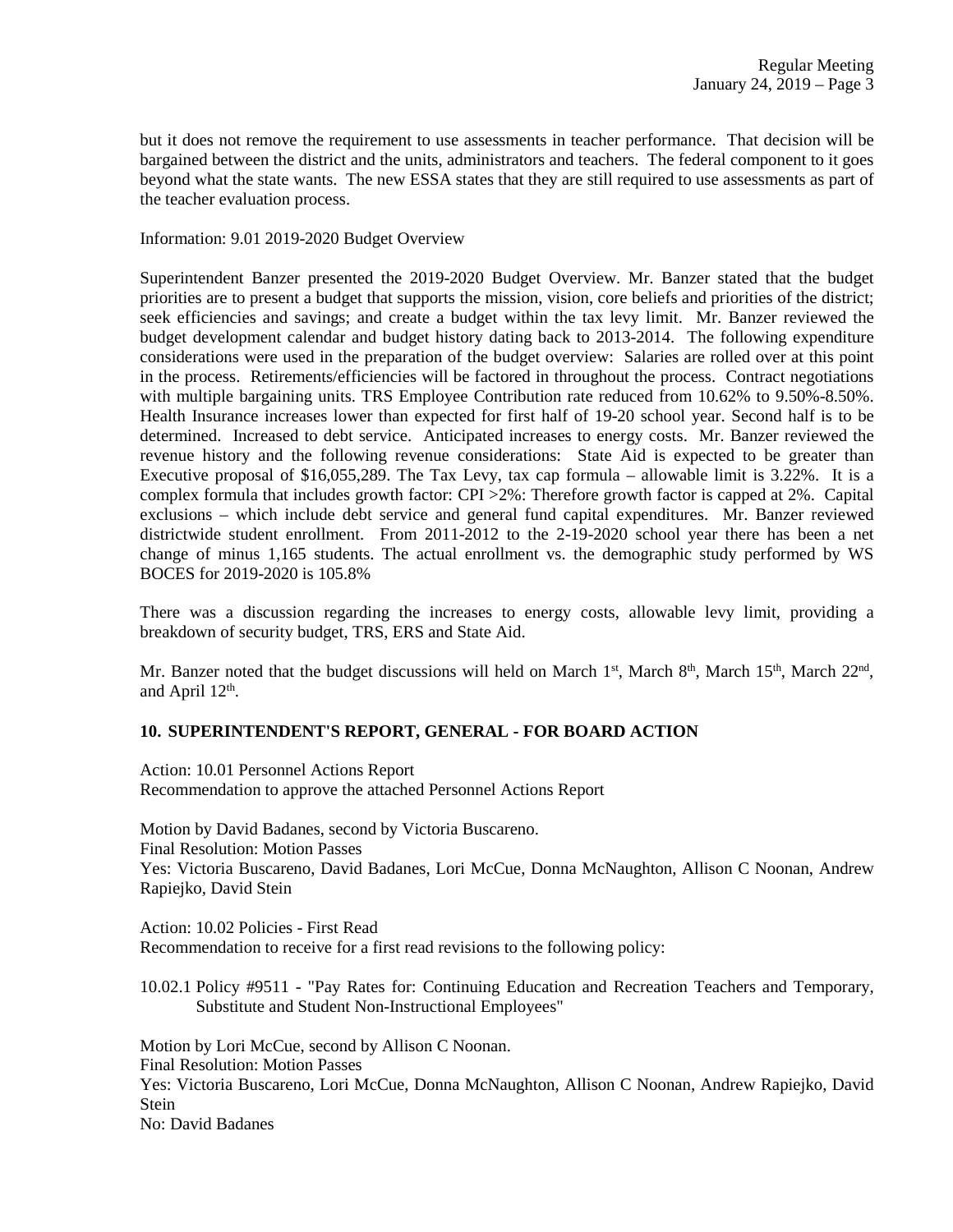but it does not remove the requirement to use assessments in teacher performance. That decision will be bargained between the district and the units, administrators and teachers. The federal component to it goes beyond what the state wants. The new ESSA states that they are still required to use assessments as part of the teacher evaluation process.

Information: 9.01 2019-2020 Budget Overview

Superintendent Banzer presented the 2019-2020 Budget Overview. Mr. Banzer stated that the budget priorities are to present a budget that supports the mission, vision, core beliefs and priorities of the district; seek efficiencies and savings; and create a budget within the tax levy limit. Mr. Banzer reviewed the budget development calendar and budget history dating back to 2013-2014. The following expenditure considerations were used in the preparation of the budget overview: Salaries are rolled over at this point in the process. Retirements/efficiencies will be factored in throughout the process. Contract negotiations with multiple bargaining units. TRS Employee Contribution rate reduced from 10.62% to 9.50%-8.50%. Health Insurance increases lower than expected for first half of 19-20 school year. Second half is to be determined. Increased to debt service. Anticipated increases to energy costs. Mr. Banzer reviewed the revenue history and the following revenue considerations: State Aid is expected to be greater than Executive proposal of $16,055,289. The Tax Levy, tax cap formula – allowable limit is 3.22%. It is a complex formula that includes growth factor: CPI >2%: Therefore growth factor is capped at 2%. Capital exclusions – which include debt service and general fund capital expenditures. Mr. Banzer reviewed districtwide student enrollment. From 2011-2012 to the 2-19-2020 school year there has been a net change of minus 1,165 students. The actual enrollment vs. the demographic study performed by WS BOCES for 2019-2020 is 105.8%

There was a discussion regarding the increases to energy costs, allowable levy limit, providing a breakdown of security budget, TRS, ERS and State Aid.

Mr. Banzer noted that the budget discussions will held on March 1st, March 8th, March 15th, March 22nd, and April 12th.

## 10. SUPERINTENDENT'S REPORT, GENERAL - FOR BOARD ACTION

Action: 10.01 Personnel Actions Report
Recommendation to approve the attached Personnel Actions Report

Motion by David Badanes, second by Victoria Buscareno.
Final Resolution: Motion Passes
Yes: Victoria Buscareno, David Badanes, Lori McCue, Donna McNaughton, Allison C Noonan, Andrew Rapiejko, David Stein

Action: 10.02 Policies - First Read
Recommendation to receive for a first read revisions to the following policy:

10.02.1 Policy #9511 - "Pay Rates for: Continuing Education and Recreation Teachers and Temporary, Substitute and Student Non-Instructional Employees"

Motion by Lori McCue, second by Allison C Noonan.
Final Resolution: Motion Passes
Yes: Victoria Buscareno, Lori McCue, Donna McNaughton, Allison C Noonan, Andrew Rapiejko, David Stein
No: David Badanes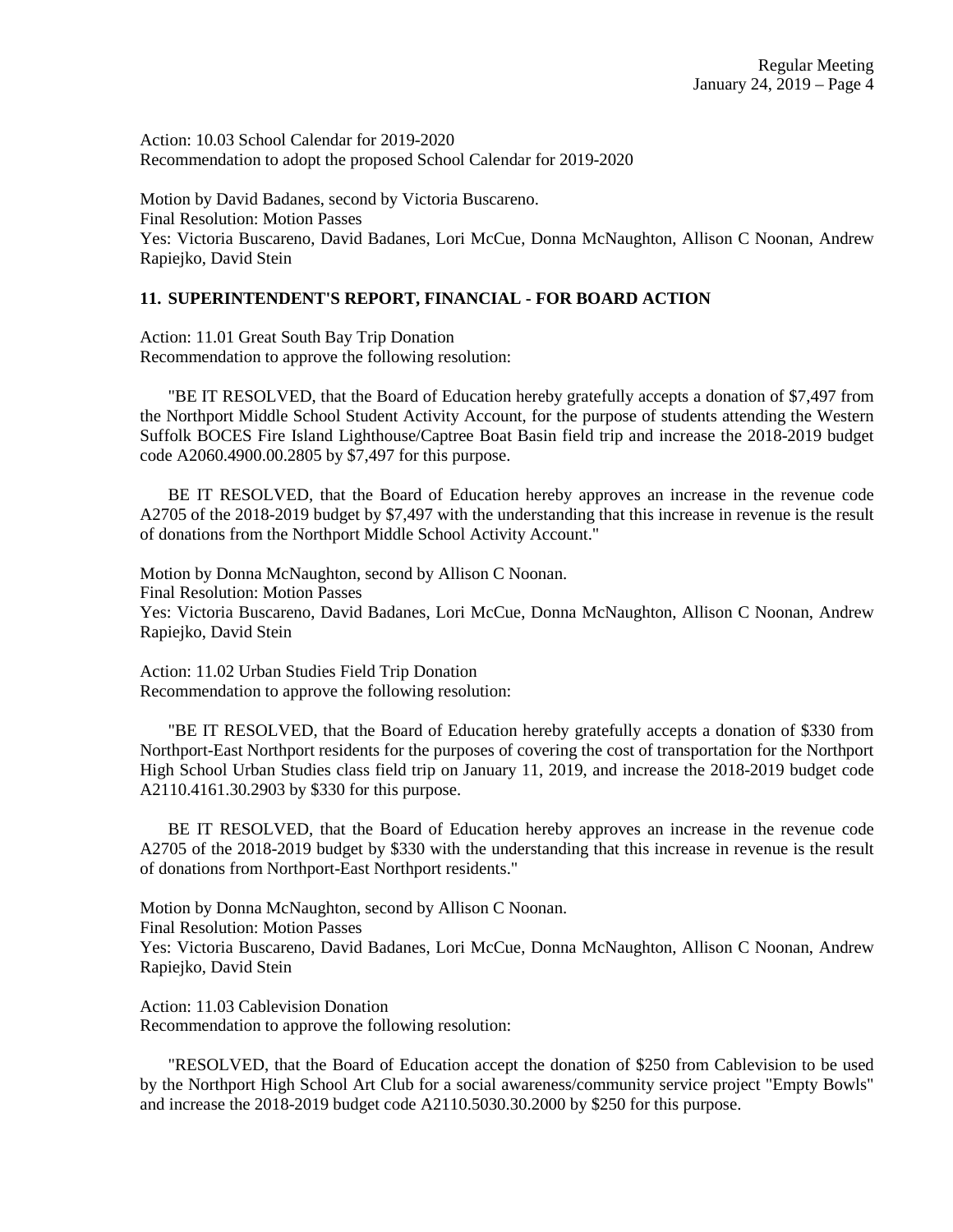Action: 10.03 School Calendar for 2019-2020
Recommendation to adopt the proposed School Calendar for 2019-2020

Motion by David Badanes, second by Victoria Buscareno.
Final Resolution: Motion Passes
Yes: Victoria Buscareno, David Badanes, Lori McCue, Donna McNaughton, Allison C Noonan, Andrew Rapiejko, David Stein

## 11. SUPERINTENDENT'S REPORT, FINANCIAL - FOR BOARD ACTION

Action: 11.01 Great South Bay Trip Donation
Recommendation to approve the following resolution:

"BE IT RESOLVED, that the Board of Education hereby gratefully accepts a donation of $7,497 from the Northport Middle School Student Activity Account, for the purpose of students attending the Western Suffolk BOCES Fire Island Lighthouse/Captree Boat Basin field trip and increase the 2018-2019 budget code A2060.4900.00.2805 by $7,497 for this purpose.

BE IT RESOLVED, that the Board of Education hereby approves an increase in the revenue code A2705 of the 2018-2019 budget by $7,497 with the understanding that this increase in revenue is the result of donations from the Northport Middle School Activity Account."

Motion by Donna McNaughton, second by Allison C Noonan.
Final Resolution: Motion Passes
Yes: Victoria Buscareno, David Badanes, Lori McCue, Donna McNaughton, Allison C Noonan, Andrew Rapiejko, David Stein

Action: 11.02 Urban Studies Field Trip Donation
Recommendation to approve the following resolution:

"BE IT RESOLVED, that the Board of Education hereby gratefully accepts a donation of $330 from Northport-East Northport residents for the purposes of covering the cost of transportation for the Northport High School Urban Studies class field trip on January 11, 2019, and increase the 2018-2019 budget code A2110.4161.30.2903 by $330 for this purpose.

BE IT RESOLVED, that the Board of Education hereby approves an increase in the revenue code A2705 of the 2018-2019 budget by $330 with the understanding that this increase in revenue is the result of donations from Northport-East Northport residents."

Motion by Donna McNaughton, second by Allison C Noonan.
Final Resolution: Motion Passes
Yes: Victoria Buscareno, David Badanes, Lori McCue, Donna McNaughton, Allison C Noonan, Andrew Rapiejko, David Stein

Action: 11.03 Cablevision Donation
Recommendation to approve the following resolution:

"RESOLVED, that the Board of Education accept the donation of $250 from Cablevision to be used by the Northport High School Art Club for a social awareness/community service project "Empty Bowls" and increase the 2018-2019 budget code A2110.5030.30.2000 by $250 for this purpose.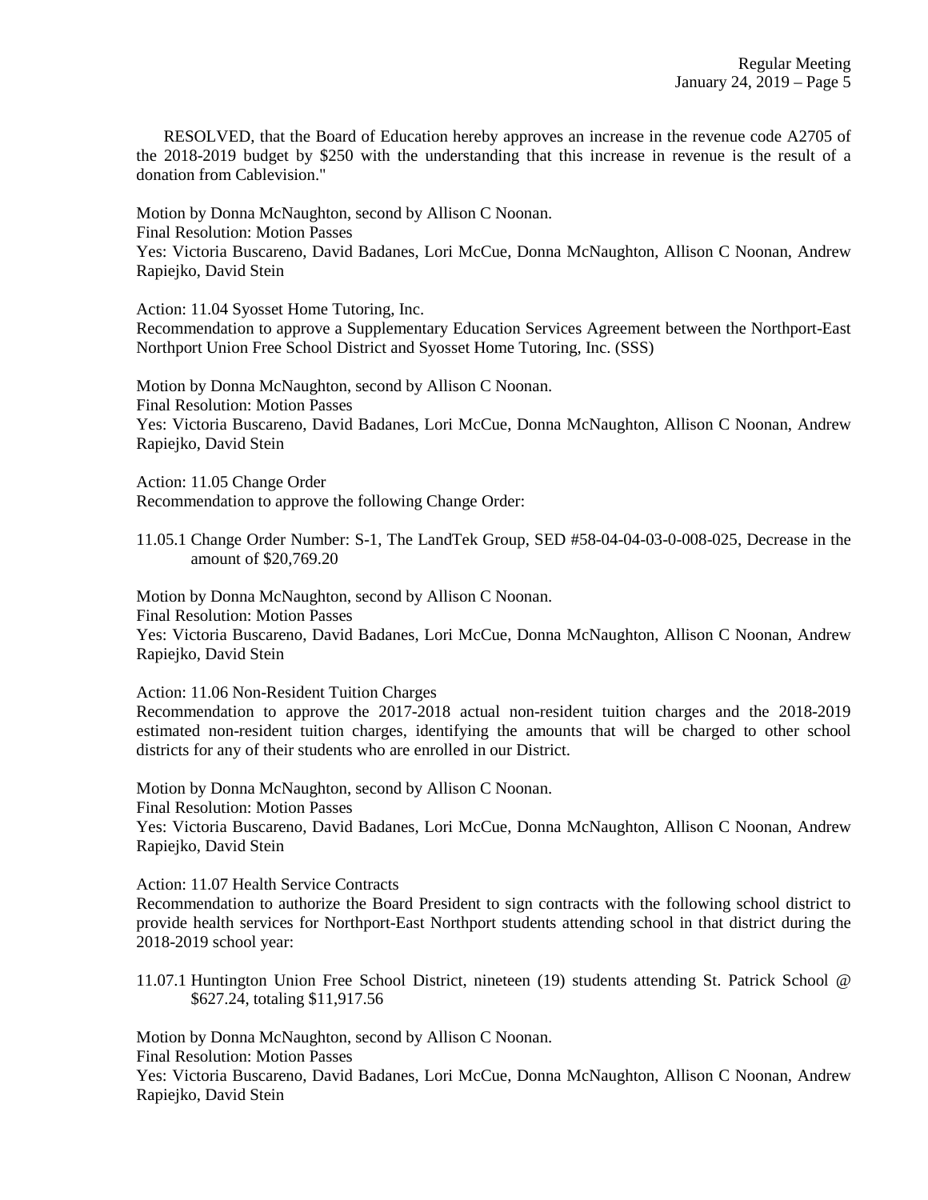RESOLVED, that the Board of Education hereby approves an increase in the revenue code A2705 of the 2018-2019 budget by $250 with the understanding that this increase in revenue is the result of a donation from Cablevision."

Motion by Donna McNaughton, second by Allison C Noonan.
Final Resolution: Motion Passes
Yes: Victoria Buscareno, David Badanes, Lori McCue, Donna McNaughton, Allison C Noonan, Andrew Rapiejko, David Stein

Action: 11.04 Syosset Home Tutoring, Inc.
Recommendation to approve a Supplementary Education Services Agreement between the Northport-East Northport Union Free School District and Syosset Home Tutoring, Inc. (SSS)

Motion by Donna McNaughton, second by Allison C Noonan.
Final Resolution: Motion Passes
Yes: Victoria Buscareno, David Badanes, Lori McCue, Donna McNaughton, Allison C Noonan, Andrew Rapiejko, David Stein

Action: 11.05 Change Order
Recommendation to approve the following Change Order:

11.05.1 Change Order Number: S-1, The LandTek Group, SED #58-04-04-03-0-008-025, Decrease in the amount of $20,769.20

Motion by Donna McNaughton, second by Allison C Noonan.
Final Resolution: Motion Passes
Yes: Victoria Buscareno, David Badanes, Lori McCue, Donna McNaughton, Allison C Noonan, Andrew Rapiejko, David Stein

Action: 11.06 Non-Resident Tuition Charges
Recommendation to approve the 2017-2018 actual non-resident tuition charges and the 2018-2019 estimated non-resident tuition charges, identifying the amounts that will be charged to other school districts for any of their students who are enrolled in our District.

Motion by Donna McNaughton, second by Allison C Noonan.
Final Resolution: Motion Passes
Yes: Victoria Buscareno, David Badanes, Lori McCue, Donna McNaughton, Allison C Noonan, Andrew Rapiejko, David Stein

Action: 11.07 Health Service Contracts
Recommendation to authorize the Board President to sign contracts with the following school district to provide health services for Northport-East Northport students attending school in that district during the 2018-2019 school year:

11.07.1 Huntington Union Free School District, nineteen (19) students attending St. Patrick School @ $627.24, totaling $11,917.56

Motion by Donna McNaughton, second by Allison C Noonan.
Final Resolution: Motion Passes
Yes: Victoria Buscareno, David Badanes, Lori McCue, Donna McNaughton, Allison C Noonan, Andrew Rapiejko, David Stein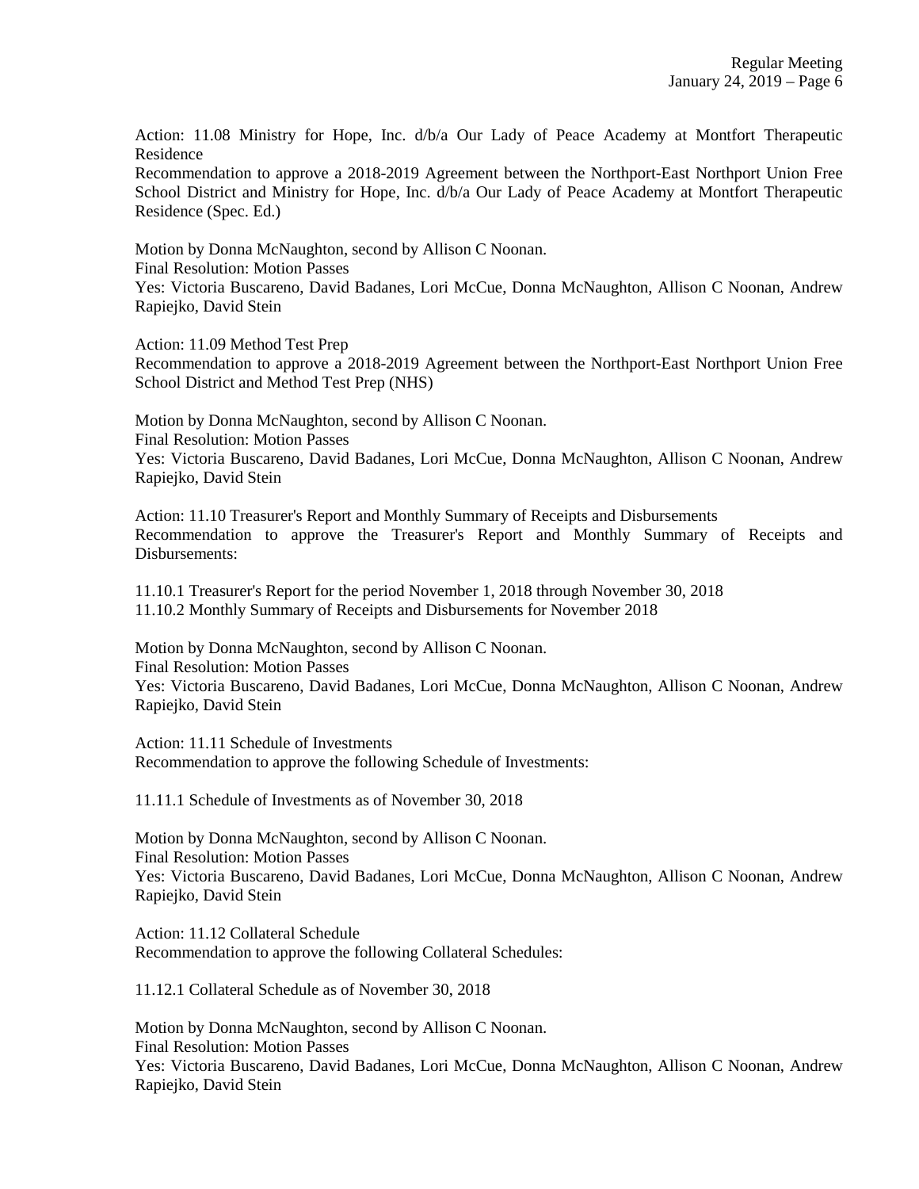Action: 11.08 Ministry for Hope, Inc. d/b/a Our Lady of Peace Academy at Montfort Therapeutic Residence

Recommendation to approve a 2018-2019 Agreement between the Northport-East Northport Union Free School District and Ministry for Hope, Inc. d/b/a Our Lady of Peace Academy at Montfort Therapeutic Residence (Spec. Ed.)

Motion by Donna McNaughton, second by Allison C Noonan.
Final Resolution: Motion Passes
Yes: Victoria Buscareno, David Badanes, Lori McCue, Donna McNaughton, Allison C Noonan, Andrew Rapiejko, David Stein

Action: 11.09 Method Test Prep
Recommendation to approve a 2018-2019 Agreement between the Northport-East Northport Union Free School District and Method Test Prep (NHS)

Motion by Donna McNaughton, second by Allison C Noonan.
Final Resolution: Motion Passes
Yes: Victoria Buscareno, David Badanes, Lori McCue, Donna McNaughton, Allison C Noonan, Andrew Rapiejko, David Stein

Action: 11.10 Treasurer's Report and Monthly Summary of Receipts and Disbursements
Recommendation to approve the Treasurer's Report and Monthly Summary of Receipts and Disbursements:

11.10.1 Treasurer's Report for the period November 1, 2018 through November 30, 2018
11.10.2 Monthly Summary of Receipts and Disbursements for November 2018

Motion by Donna McNaughton, second by Allison C Noonan.
Final Resolution: Motion Passes
Yes: Victoria Buscareno, David Badanes, Lori McCue, Donna McNaughton, Allison C Noonan, Andrew Rapiejko, David Stein

Action: 11.11 Schedule of Investments
Recommendation to approve the following Schedule of Investments:

11.11.1 Schedule of Investments as of November 30, 2018

Motion by Donna McNaughton, second by Allison C Noonan.
Final Resolution: Motion Passes
Yes: Victoria Buscareno, David Badanes, Lori McCue, Donna McNaughton, Allison C Noonan, Andrew Rapiejko, David Stein

Action: 11.12 Collateral Schedule
Recommendation to approve the following Collateral Schedules:

11.12.1 Collateral Schedule as of November 30, 2018

Motion by Donna McNaughton, second by Allison C Noonan.
Final Resolution: Motion Passes
Yes: Victoria Buscareno, David Badanes, Lori McCue, Donna McNaughton, Allison C Noonan, Andrew Rapiejko, David Stein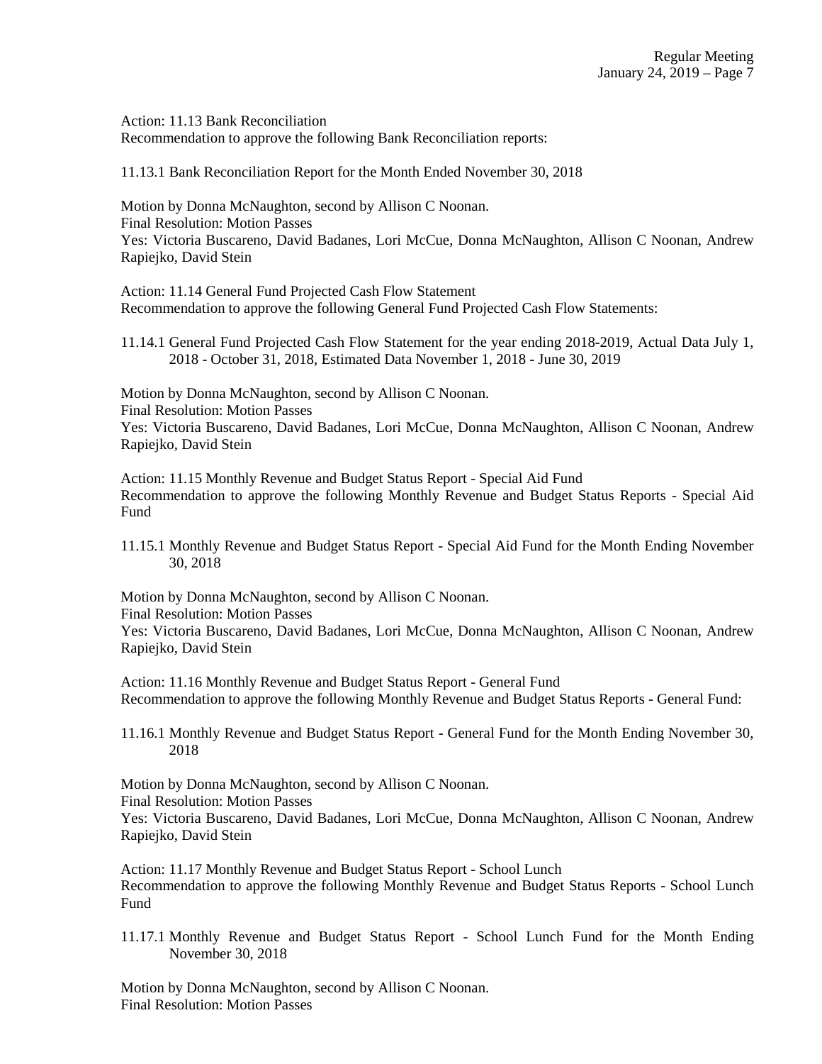Action: 11.13 Bank Reconciliation
Recommendation to approve the following Bank Reconciliation reports:

11.13.1 Bank Reconciliation Report for the Month Ended November 30, 2018

Motion by Donna McNaughton, second by Allison C Noonan.
Final Resolution: Motion Passes
Yes: Victoria Buscareno, David Badanes, Lori McCue, Donna McNaughton, Allison C Noonan, Andrew Rapiejko, David Stein

Action: 11.14 General Fund Projected Cash Flow Statement
Recommendation to approve the following General Fund Projected Cash Flow Statements:

11.14.1 General Fund Projected Cash Flow Statement for the year ending 2018-2019, Actual Data July 1, 2018 - October 31, 2018, Estimated Data November 1, 2018 - June 30, 2019

Motion by Donna McNaughton, second by Allison C Noonan.
Final Resolution: Motion Passes
Yes: Victoria Buscareno, David Badanes, Lori McCue, Donna McNaughton, Allison C Noonan, Andrew Rapiejko, David Stein

Action: 11.15 Monthly Revenue and Budget Status Report - Special Aid Fund
Recommendation to approve the following Monthly Revenue and Budget Status Reports - Special Aid Fund

11.15.1 Monthly Revenue and Budget Status Report - Special Aid Fund for the Month Ending November 30, 2018

Motion by Donna McNaughton, second by Allison C Noonan.
Final Resolution: Motion Passes
Yes: Victoria Buscareno, David Badanes, Lori McCue, Donna McNaughton, Allison C Noonan, Andrew Rapiejko, David Stein

Action: 11.16 Monthly Revenue and Budget Status Report - General Fund
Recommendation to approve the following Monthly Revenue and Budget Status Reports - General Fund:

11.16.1 Monthly Revenue and Budget Status Report - General Fund for the Month Ending November 30, 2018

Motion by Donna McNaughton, second by Allison C Noonan.
Final Resolution: Motion Passes
Yes: Victoria Buscareno, David Badanes, Lori McCue, Donna McNaughton, Allison C Noonan, Andrew Rapiejko, David Stein

Action: 11.17 Monthly Revenue and Budget Status Report - School Lunch
Recommendation to approve the following Monthly Revenue and Budget Status Reports - School Lunch Fund

11.17.1 Monthly Revenue and Budget Status Report - School Lunch Fund for the Month Ending November 30, 2018

Motion by Donna McNaughton, second by Allison C Noonan.
Final Resolution: Motion Passes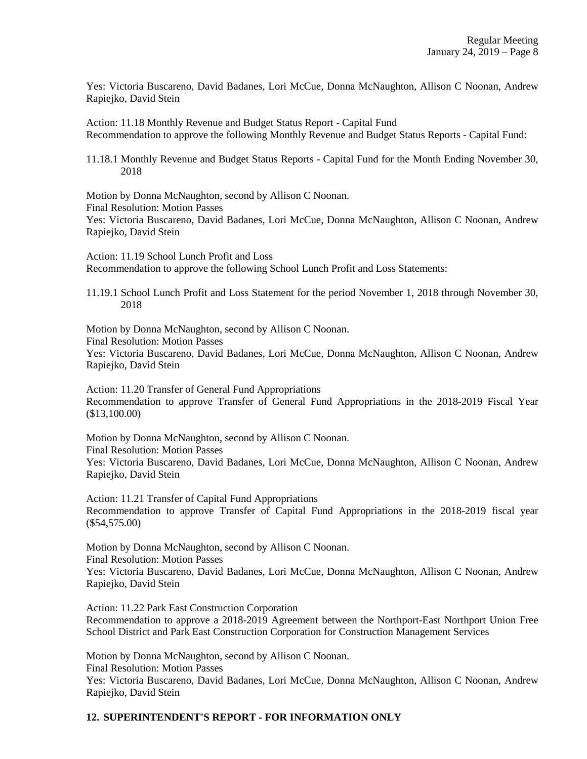Yes: Victoria Buscareno, David Badanes, Lori McCue, Donna McNaughton, Allison C Noonan, Andrew Rapiejko, David Stein

Action: 11.18 Monthly Revenue and Budget Status Report - Capital Fund
Recommendation to approve the following Monthly Revenue and Budget Status Reports - Capital Fund:

11.18.1 Monthly Revenue and Budget Status Reports - Capital Fund for the Month Ending November 30, 2018

Motion by Donna McNaughton, second by Allison C Noonan.
Final Resolution: Motion Passes
Yes: Victoria Buscareno, David Badanes, Lori McCue, Donna McNaughton, Allison C Noonan, Andrew Rapiejko, David Stein

Action: 11.19 School Lunch Profit and Loss
Recommendation to approve the following School Lunch Profit and Loss Statements:

11.19.1 School Lunch Profit and Loss Statement for the period November 1, 2018 through November 30, 2018

Motion by Donna McNaughton, second by Allison C Noonan.
Final Resolution: Motion Passes
Yes: Victoria Buscareno, David Badanes, Lori McCue, Donna McNaughton, Allison C Noonan, Andrew Rapiejko, David Stein

Action: 11.20 Transfer of General Fund Appropriations
Recommendation to approve Transfer of General Fund Appropriations in the 2018-2019 Fiscal Year ($13,100.00)

Motion by Donna McNaughton, second by Allison C Noonan.
Final Resolution: Motion Passes
Yes: Victoria Buscareno, David Badanes, Lori McCue, Donna McNaughton, Allison C Noonan, Andrew Rapiejko, David Stein

Action: 11.21 Transfer of Capital Fund Appropriations
Recommendation to approve Transfer of Capital Fund Appropriations in the 2018-2019 fiscal year ($54,575.00)

Motion by Donna McNaughton, second by Allison C Noonan.
Final Resolution: Motion Passes
Yes: Victoria Buscareno, David Badanes, Lori McCue, Donna McNaughton, Allison C Noonan, Andrew Rapiejko, David Stein

Action: 11.22 Park East Construction Corporation
Recommendation to approve a 2018-2019 Agreement between the Northport-East Northport Union Free School District and Park East Construction Corporation for Construction Management Services

Motion by Donna McNaughton, second by Allison C Noonan.
Final Resolution: Motion Passes
Yes: Victoria Buscareno, David Badanes, Lori McCue, Donna McNaughton, Allison C Noonan, Andrew Rapiejko, David Stein

## 12. SUPERINTENDENT'S REPORT - FOR INFORMATION ONLY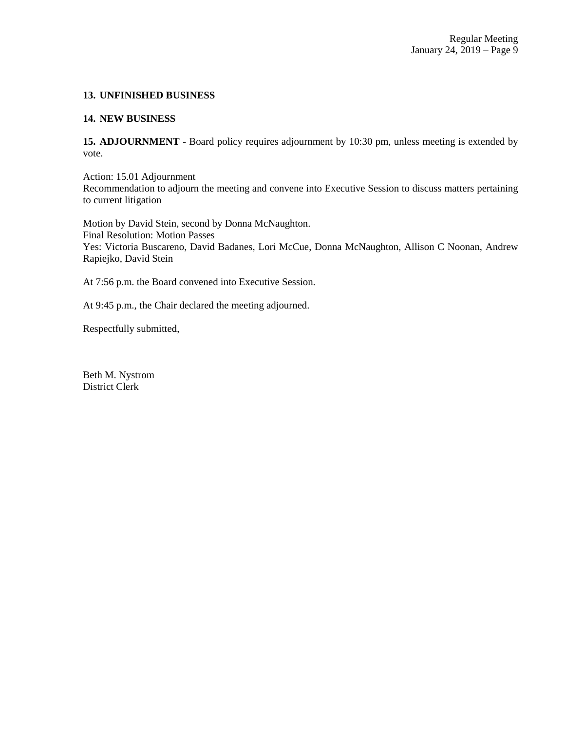**13. UNFINISHED BUSINESS**

**14. NEW BUSINESS**

**15. ADJOURNMENT** - Board policy requires adjournment by 10:30 pm, unless meeting is extended by vote.

Action: 15.01 Adjournment
Recommendation to adjourn the meeting and convene into Executive Session to discuss matters pertaining to current litigation

Motion by David Stein, second by Donna McNaughton.
Final Resolution: Motion Passes
Yes: Victoria Buscareno, David Badanes, Lori McCue, Donna McNaughton, Allison C Noonan, Andrew Rapiejko, David Stein

At 7:56 p.m. the Board convened into Executive Session.

At 9:45 p.m., the Chair declared the meeting adjourned.

Respectfully submitted,

Beth M. Nystrom
District Clerk